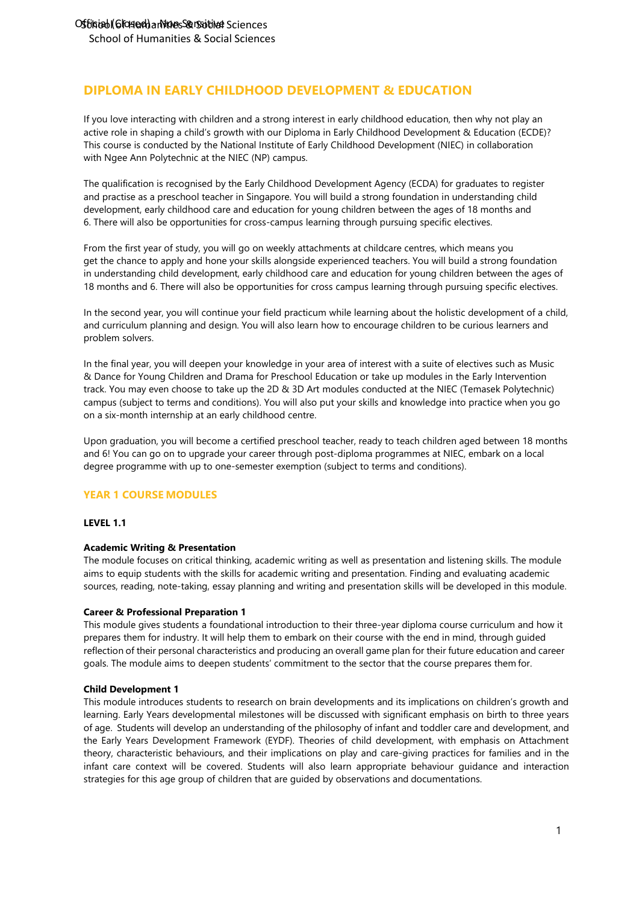# DIPLOMA IN EARLY CHILDHOOD DEVELOPMENT & EDUCATION

If you love interacting with children and a strong interest in early childhood education, then why not play an active role in shaping a child's growth with our Diploma in Early Childhood Development & Education (ECDE)? This course is conducted by the National Institute of Early Childhood Development (NIEC) in collaboration with Ngee Ann Polytechnic at the NIEC (NP) campus.

The qualification is recognised by the Early Childhood Development Agency (ECDA) for graduates to register and practise as a preschool teacher in Singapore. You will build a strong foundation in understanding child development, early childhood care and education for young children between the ages of 18 months and 6. There will also be opportunities for cross-campus learning through pursuing specific electives.

From the first year of study, you will go on weekly attachments at childcare centres, which means you get the chance to apply and hone your skills alongside experienced teachers. You will build a strong foundation in understanding child development, early childhood care and education for young children between the ages of 18 months and 6. There will also be opportunities for cross campus learning through pursuing specific electives.

In the second year, you will continue your field practicum while learning about the holistic development of a child, and curriculum planning and design. You will also learn how to encourage children to be curious learners and problem solvers.

In the final year, you will deepen your knowledge in your area of interest with a suite of electives such as Music & Dance for Young Children and Drama for Preschool Education or take up modules in the Early Intervention track. You may even choose to take up the 2D & 3D Art modules conducted at the NIEC (Temasek Polytechnic) campus (subject to terms and conditions). You will also put your skills and knowledge into practice when you go on a six-month internship at an early childhood centre.

Upon graduation, you will become a certified preschool teacher, ready to teach children aged between 18 months and 6! You can go on to upgrade your career through post-diploma programmes at NIEC, embark on a local degree programme with up to one-semester exemption (subject to terms and conditions).

## YEAR 1 COURSE MODULES

### LEVEL 1.1

**Academic Writing & Presentation**

The module focuses on critical thinking, academic writing as well as presentation and listening skills. The module aims to equip students with the skills for academic writing and presentation. Finding and evaluating academic sources, reading, note-taking, essay planning and writing and presentation skills will be developed in this module.

**Career & Professional Preparation 1**

This module gives students a foundational introduction to their three-year diploma course curriculum and how it prepares them for industry. It will help them to embark on their course with the end in mind, through guided reflection of their personal characteristics and producing an overall game plan for their future education and career goals. The module aims to deepen students' commitment to the sector that the course prepares them for.

**Child Development 1**

This module introduces students to research on brain developments and its implications on children's growth and learning. Early Years developmental milestones will be discussed with significant emphasis on birth to three years of age. Students will develop an understanding of the philosophy of infant and toddler care and development, and the Early Years Development Framework (EYDF). Theories of child development, with emphasis on Attachment theory, characteristic behaviours, and their implications on play and care-giving practices for families and in the infant care context will be covered. Students will also learn appropriate behaviour guidance and interaction strategies for this age group of children that are guided by observations and documentations.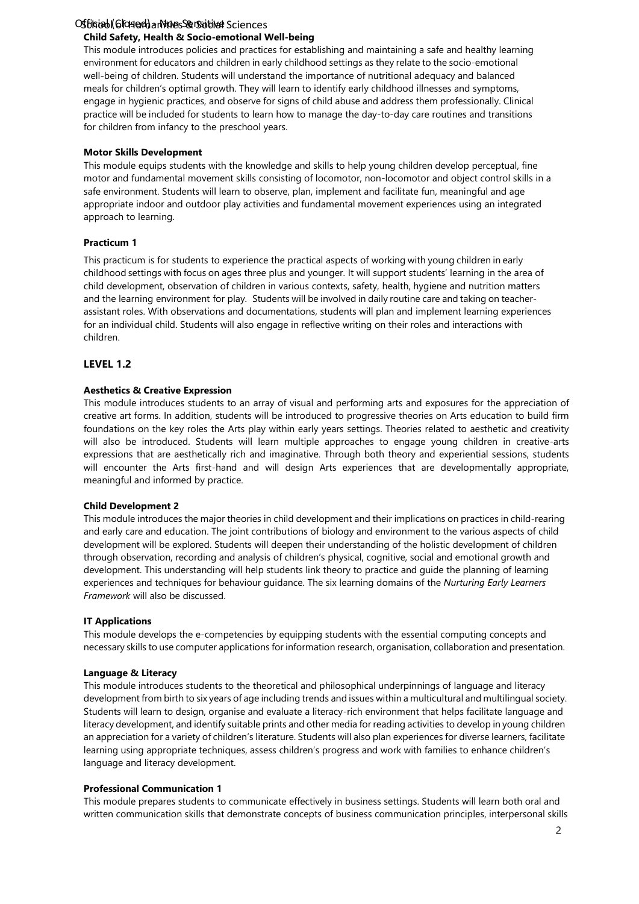**Child Safety, Health & Socio-emotional Well-being**

This module introduces policies and practices for establishing and maintaining a safe and healthy learning environment for educators and children in early childhood settings as they relate to the socio-emotional well-being of children. Students will understand the importance of nutritional adequacy and balanced meals for children's optimal growth. They will learn to identify early childhood illnesses and symptoms, engage in hygienic practices, and observe for signs of child abuse and address them professionally. Clinical practice will be included for students to learn how to manage the day-to-day care routines and transitions for children from infancy to the preschool years.

**Motor Skills Development**

This module equips students with the knowledge and skills to help young children develop perceptual, fine motor and fundamental movement skills consisting of locomotor, non-locomotor and object control skills in a safe environment. Students will learn to observe, plan, implement and facilitate fun, meaningful and age appropriate indoor and outdoor play activities and fundamental movement experiences using an integrated approach to learning.

**Practicum 1**

This practicum is for students to experience the practical aspects of working with young children in early childhood settings with focus on ages three plus and younger. It will support students' learning in the area of child development, observation of children in various contexts, safety, health, hygiene and nutrition matters and the learning environment for play. Students will be involved in daily routine care and taking on teacher-assistant roles. With observations and documentations, students will plan and implement learning experiences for an individual child. Students will also engage in reflective writing on their roles and interactions with children.

## LEVEL 1.2

**Aesthetics & Creative Expression**

This module introduces students to an array of visual and performing arts and exposures for the appreciation of creative art forms. In addition, students will be introduced to progressive theories on Arts education to build firm foundations on the key roles the Arts play within early years settings. Theories related to aesthetic and creativity will also be introduced. Students will learn multiple approaches to engage young children in creative-arts expressions that are aesthetically rich and imaginative. Through both theory and experiential sessions, students will encounter the Arts first-hand and will design Arts experiences that are developmentally appropriate, meaningful and informed by practice.

**Child Development 2**

This module introduces the major theories in child development and their implications on practices in child-rearing and early care and education. The joint contributions of biology and environment to the various aspects of child development will be explored. Students will deepen their understanding of the holistic development of children through observation, recording and analysis of children's physical, cognitive, social and emotional growth and development. This understanding will help students link theory to practice and guide the planning of learning experiences and techniques for behaviour guidance. The six learning domains of the *Nurturing Early Learners Framework* will also be discussed.

**IT Applications**

This module develops the e-competencies by equipping students with the essential computing concepts and necessary skills to use computer applications for information research, organisation, collaboration and presentation.

**Language & Literacy**

This module introduces students to the theoretical and philosophical underpinnings of language and literacy development from birth to six years of age including trends and issues within a multicultural and multilingual society. Students will learn to design, organise and evaluate a literacy-rich environment that helps facilitate language and literacy development, and identify suitable prints and other media for reading activities to develop in young children an appreciation for a variety of children's literature. Students will also plan experiences for diverse learners, facilitate learning using appropriate techniques, assess children's progress and work with families to enhance children's language and literacy development.

**Professional Communication 1**

This module prepares students to communicate effectively in business settings. Students will learn both oral and written communication skills that demonstrate concepts of business communication principles, interpersonal skills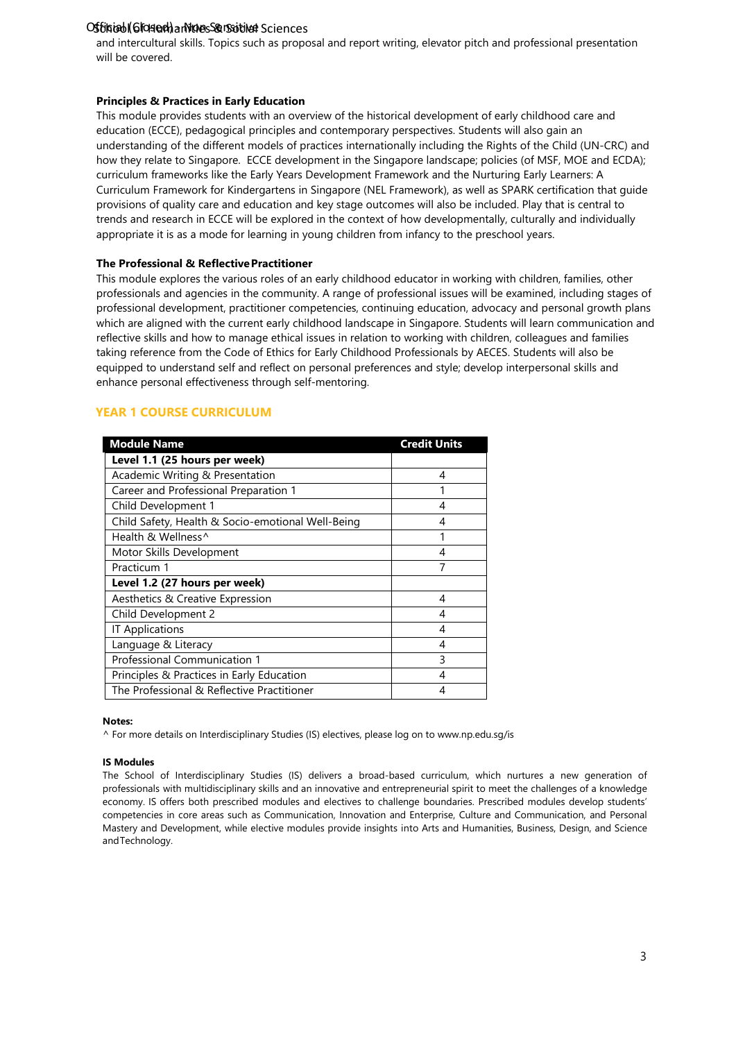and intercultural skills. Topics such as proposal and report writing, elevator pitch and professional presentation will be covered.

**Principles & Practices in Early Education**

This module provides students with an overview of the historical development of early childhood care and education (ECCE), pedagogical principles and contemporary perspectives. Students will also gain an understanding of the different models of practices internationally including the Rights of the Child (UN-CRC) and how they relate to Singapore. ECCE development in the Singapore landscape; policies (of MSF, MOE and ECDA); curriculum frameworks like the Early Years Development Framework and the Nurturing Early Learners: A Curriculum Framework for Kindergartens in Singapore (NEL Framework), as well as SPARK certification that guide provisions of quality care and education and key stage outcomes will also be included. Play that is central to trends and research in ECCE will be explored in the context of how developmentally, culturally and individually appropriate it is as a mode for learning in young children from infancy to the preschool years.

**The Professional & Reflective Practitioner**

This module explores the various roles of an early childhood educator in working with children, families, other professionals and agencies in the community. A range of professional issues will be examined, including stages of professional development, practitioner competencies, continuing education, advocacy and personal growth plans which are aligned with the current early childhood landscape in Singapore. Students will learn communication and reflective skills and how to manage ethical issues in relation to working with children, colleagues and families taking reference from the Code of Ethics for Early Childhood Professionals by AECES. Students will also be equipped to understand self and reflect on personal preferences and style; develop interpersonal skills and enhance personal effectiveness through self-mentoring.

## YEAR 1 COURSE CURRICULUM

| Module Name | Credit Units |
|---|---|
| **Level 1.1 (25 hours per week)** | |
| Academic Writing & Presentation | 4 |
| Career and Professional Preparation 1 | 1 |
| Child Development 1 | 4 |
| Child Safety, Health & Socio-emotional Well-Being | 4 |
| Health & Wellness^ | 1 |
| Motor Skills Development | 4 |
| Practicum 1 | 7 |
| **Level 1.2 (27 hours per week)** | |
| Aesthetics & Creative Expression | 4 |
| Child Development 2 | 4 |
| IT Applications | 4 |
| Language & Literacy | 4 |
| Professional Communication 1 | 3 |
| Principles & Practices in Early Education | 4 |
| The Professional & Reflective Practitioner | 4 |

**Notes:**

^ For more details on Interdisciplinary Studies (IS) electives, please log on to www.np.edu.sg/is

**IS Modules**

The School of Interdisciplinary Studies (IS) delivers a broad-based curriculum, which nurtures a new generation of professionals with multidisciplinary skills and an innovative and entrepreneurial spirit to meet the challenges of a knowledge economy. IS offers both prescribed modules and electives to challenge boundaries. Prescribed modules develop students' competencies in core areas such as Communication, Innovation and Enterprise, Culture and Communication, and Personal Mastery and Development, while elective modules provide insights into Arts and Humanities, Business, Design, and Science and Technology.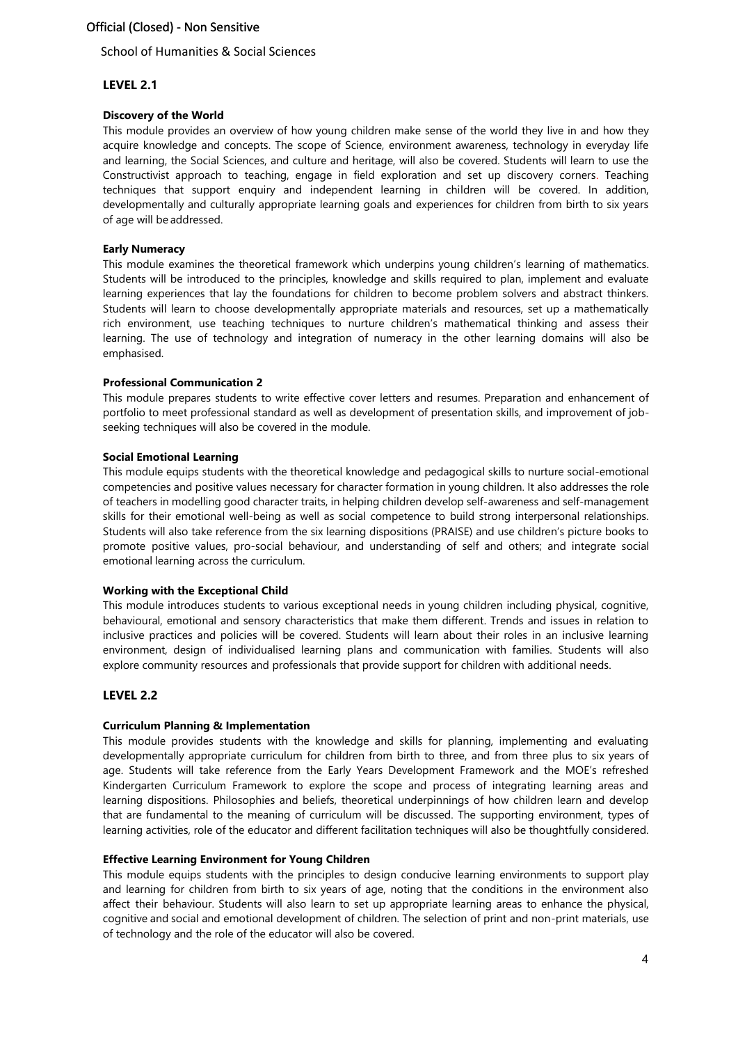## LEVEL 2.1

### Discovery of the World

This module provides an overview of how young children make sense of the world they live in and how they acquire knowledge and concepts. The scope of Science, environment awareness, technology in everyday life and learning, the Social Sciences, and culture and heritage, will also be covered. Students will learn to use the Constructivist approach to teaching, engage in field exploration and set up discovery corners. Teaching techniques that support enquiry and independent learning in children will be covered. In addition, developmentally and culturally appropriate learning goals and experiences for children from birth to six years of age will be addressed.

### Early Numeracy

This module examines the theoretical framework which underpins young children's learning of mathematics. Students will be introduced to the principles, knowledge and skills required to plan, implement and evaluate learning experiences that lay the foundations for children to become problem solvers and abstract thinkers. Students will learn to choose developmentally appropriate materials and resources, set up a mathematically rich environment, use teaching techniques to nurture children's mathematical thinking and assess their learning. The use of technology and integration of numeracy in the other learning domains will also be emphasised.

### Professional Communication 2

This module prepares students to write effective cover letters and resumes. Preparation and enhancement of portfolio to meet professional standard as well as development of presentation skills, and improvement of job-seeking techniques will also be covered in the module.

### Social Emotional Learning

This module equips students with the theoretical knowledge and pedagogical skills to nurture social-emotional competencies and positive values necessary for character formation in young children. It also addresses the role of teachers in modelling good character traits, in helping children develop self-awareness and self-management skills for their emotional well-being as well as social competence to build strong interpersonal relationships. Students will also take reference from the six learning dispositions (PRAISE) and use children's picture books to promote positive values, pro-social behaviour, and understanding of self and others; and integrate social emotional learning across the curriculum.

### Working with the Exceptional Child

This module introduces students to various exceptional needs in young children including physical, cognitive, behavioural, emotional and sensory characteristics that make them different. Trends and issues in relation to inclusive practices and policies will be covered. Students will learn about their roles in an inclusive learning environment, design of individualised learning plans and communication with families. Students will also explore community resources and professionals that provide support for children with additional needs.

## LEVEL 2.2

### Curriculum Planning & Implementation

This module provides students with the knowledge and skills for planning, implementing and evaluating developmentally appropriate curriculum for children from birth to three, and from three plus to six years of age. Students will take reference from the Early Years Development Framework and the MOE's refreshed Kindergarten Curriculum Framework to explore the scope and process of integrating learning areas and learning dispositions. Philosophies and beliefs, theoretical underpinnings of how children learn and develop that are fundamental to the meaning of curriculum will be discussed. The supporting environment, types of learning activities, role of the educator and different facilitation techniques will also be thoughtfully considered.

### Effective Learning Environment for Young Children

This module equips students with the principles to design conducive learning environments to support play and learning for children from birth to six years of age, noting that the conditions in the environment also affect their behaviour. Students will also learn to set up appropriate learning areas to enhance the physical, cognitive and social and emotional development of children. The selection of print and non-print materials, use of technology and the role of the educator will also be covered.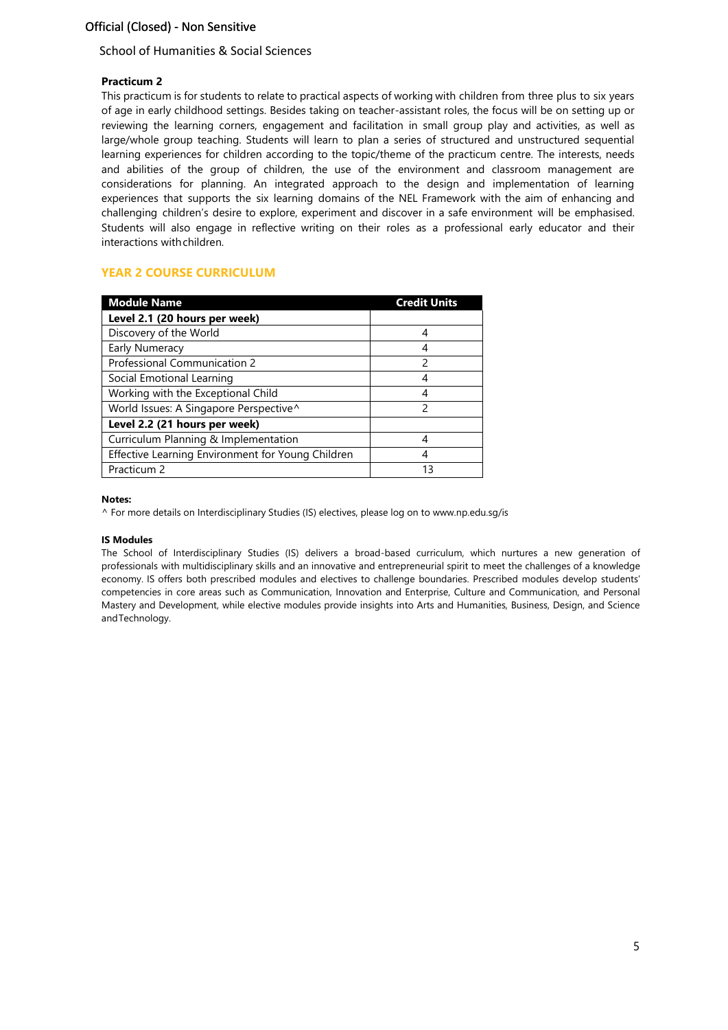School of Humanities & Social Sciences

**Practicum 2**

This practicum is for students to relate to practical aspects of working with children from three plus to six years of age in early childhood settings. Besides taking on teacher-assistant roles, the focus will be on setting up or reviewing the learning corners, engagement and facilitation in small group play and activities, as well as large/whole group teaching. Students will learn to plan a series of structured and unstructured sequential learning experiences for children according to the topic/theme of the practicum centre. The interests, needs and abilities of the group of children, the use of the environment and classroom management are considerations for planning. An integrated approach to the design and implementation of learning experiences that supports the six learning domains of the NEL Framework with the aim of enhancing and challenging children's desire to explore, experiment and discover in a safe environment will be emphasised. Students will also engage in reflective writing on their roles as a professional early educator and their interactions with children.

## YEAR 2 COURSE CURRICULUM

| Module Name | Credit Units |
|---|---|
| **Level 2.1 (20 hours per week)** | |
| Discovery of the World | 4 |
| Early Numeracy | 4 |
| Professional Communication 2 | 2 |
| Social Emotional Learning | 4 |
| Working with the Exceptional Child | 4 |
| World Issues: A Singapore Perspective^ | 2 |
| **Level 2.2 (21 hours per week)** | |
| Curriculum Planning & Implementation | 4 |
| Effective Learning Environment for Young Children | 4 |
| Practicum 2 | 13 |

**Notes:**

^ For more details on Interdisciplinary Studies (IS) electives, please log on to www.np.edu.sg/is

**IS Modules**

The School of Interdisciplinary Studies (IS) delivers a broad-based curriculum, which nurtures a new generation of professionals with multidisciplinary skills and an innovative and entrepreneurial spirit to meet the challenges of a knowledge economy. IS offers both prescribed modules and electives to challenge boundaries. Prescribed modules develop students' competencies in core areas such as Communication, Innovation and Enterprise, Culture and Communication, and Personal Mastery and Development, while elective modules provide insights into Arts and Humanities, Business, Design, and Science and Technology.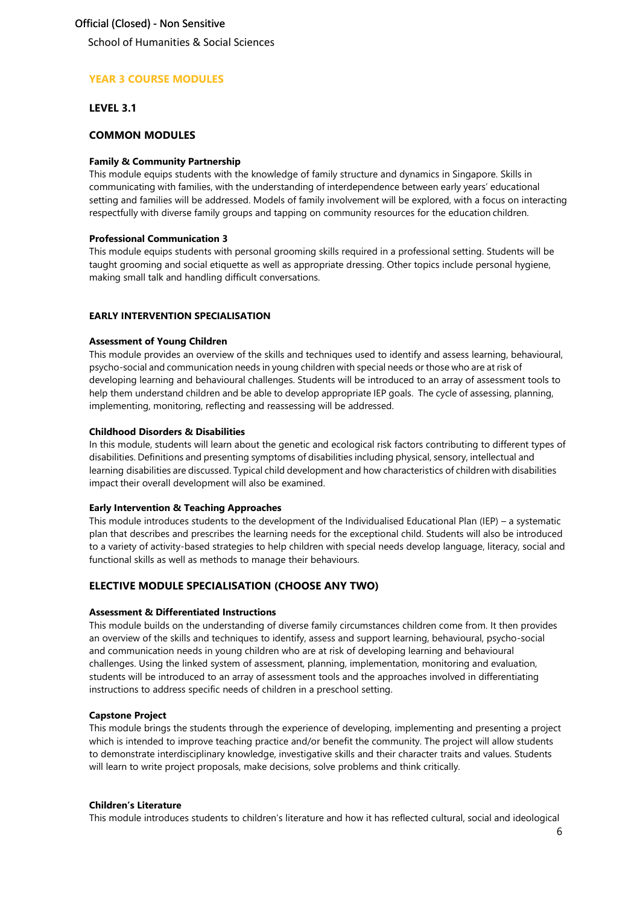## YEAR 3 COURSE MODULES

### LEVEL 3.1

### COMMON MODULES

**Family & Community Partnership**

This module equips students with the knowledge of family structure and dynamics in Singapore. Skills in communicating with families, with the understanding of interdependence between early years' educational setting and families will be addressed. Models of family involvement will be explored, with a focus on interacting respectfully with diverse family groups and tapping on community resources for the education children.

**Professional Communication 3**

This module equips students with personal grooming skills required in a professional setting. Students will be taught grooming and social etiquette as well as appropriate dressing. Other topics include personal hygiene, making small talk and handling difficult conversations.

**EARLY INTERVENTION SPECIALISATION**

**Assessment of Young Children**

This module provides an overview of the skills and techniques used to identify and assess learning, behavioural, psycho-social and communication needs in young children with special needs or those who are at risk of developing learning and behavioural challenges. Students will be introduced to an array of assessment tools to help them understand children and be able to develop appropriate IEP goals. The cycle of assessing, planning, implementing, monitoring, reflecting and reassessing will be addressed.

**Childhood Disorders & Disabilities**

In this module, students will learn about the genetic and ecological risk factors contributing to different types of disabilities. Definitions and presenting symptoms of disabilities including physical, sensory, intellectual and learning disabilities are discussed. Typical child development and how characteristics of children with disabilities impact their overall development will also be examined.

**Early Intervention & Teaching Approaches**

This module introduces students to the development of the Individualised Educational Plan (IEP) – a systematic plan that describes and prescribes the learning needs for the exceptional child. Students will also be introduced to a variety of activity-based strategies to help children with special needs develop language, literacy, social and functional skills as well as methods to manage their behaviours.

### ELECTIVE MODULE SPECIALISATION (CHOOSE ANY TWO)

**Assessment & Differentiated Instructions**

This module builds on the understanding of diverse family circumstances children come from. It then provides an overview of the skills and techniques to identify, assess and support learning, behavioural, psycho-social and communication needs in young children who are at risk of developing learning and behavioural challenges. Using the linked system of assessment, planning, implementation, monitoring and evaluation, students will be introduced to an array of assessment tools and the approaches involved in differentiating instructions to address specific needs of children in a preschool setting.

**Capstone Project**

This module brings the students through the experience of developing, implementing and presenting a project which is intended to improve teaching practice and/or benefit the community. The project will allow students to demonstrate interdisciplinary knowledge, investigative skills and their character traits and values. Students will learn to write project proposals, make decisions, solve problems and think critically.

**Children's Literature**

This module introduces students to children's literature and how it has reflected cultural, social and ideological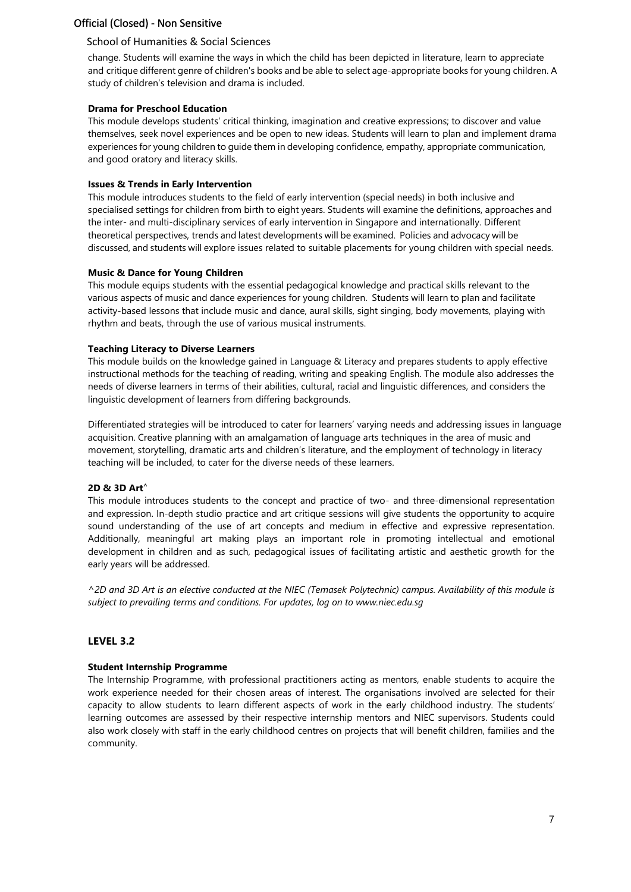change. Students will examine the ways in which the child has been depicted in literature, learn to appreciate and critique different genre of children's books and be able to select age-appropriate books for young children. A study of children's television and drama is included.

**Drama for Preschool Education**

This module develops students' critical thinking, imagination and creative expressions; to discover and value themselves, seek novel experiences and be open to new ideas. Students will learn to plan and implement drama experiences for young children to guide them in developing confidence, empathy, appropriate communication, and good oratory and literacy skills.

**Issues & Trends in Early Intervention**

This module introduces students to the field of early intervention (special needs) in both inclusive and specialised settings for children from birth to eight years. Students will examine the definitions, approaches and the inter- and multi-disciplinary services of early intervention in Singapore and internationally. Different theoretical perspectives, trends and latest developments will be examined. Policies and advocacy will be discussed, and students will explore issues related to suitable placements for young children with special needs.

**Music & Dance for Young Children**

This module equips students with the essential pedagogical knowledge and practical skills relevant to the various aspects of music and dance experiences for young children. Students will learn to plan and facilitate activity-based lessons that include music and dance, aural skills, sight singing, body movements, playing with rhythm and beats, through the use of various musical instruments.

**Teaching Literacy to Diverse Learners**

This module builds on the knowledge gained in Language & Literacy and prepares students to apply effective instructional methods for the teaching of reading, writing and speaking English. The module also addresses the needs of diverse learners in terms of their abilities, cultural, racial and linguistic differences, and considers the linguistic development of learners from differing backgrounds.

Differentiated strategies will be introduced to cater for learners' varying needs and addressing issues in language acquisition. Creative planning with an amalgamation of language arts techniques in the area of music and movement, storytelling, dramatic arts and children's literature, and the employment of technology in literacy teaching will be included, to cater for the diverse needs of these learners.

**2D & 3D Art^**

This module introduces students to the concept and practice of two- and three-dimensional representation and expression. In-depth studio practice and art critique sessions will give students the opportunity to acquire sound understanding of the use of art concepts and medium in effective and expressive representation. Additionally, meaningful art making plays an important role in promoting intellectual and emotional development in children and as such, pedagogical issues of facilitating artistic and aesthetic growth for the early years will be addressed.

*^2D and 3D Art is an elective conducted at the NIEC (Temasek Polytechnic) campus. Availability of this module is subject to prevailing terms and conditions. For updates, log on to www.niec.edu.sg*

## LEVEL 3.2

**Student Internship Programme**

The Internship Programme, with professional practitioners acting as mentors, enable students to acquire the work experience needed for their chosen areas of interest. The organisations involved are selected for their capacity to allow students to learn different aspects of work in the early childhood industry. The students' learning outcomes are assessed by their respective internship mentors and NIEC supervisors. Students could also work closely with staff in the early childhood centres on projects that will benefit children, families and the community.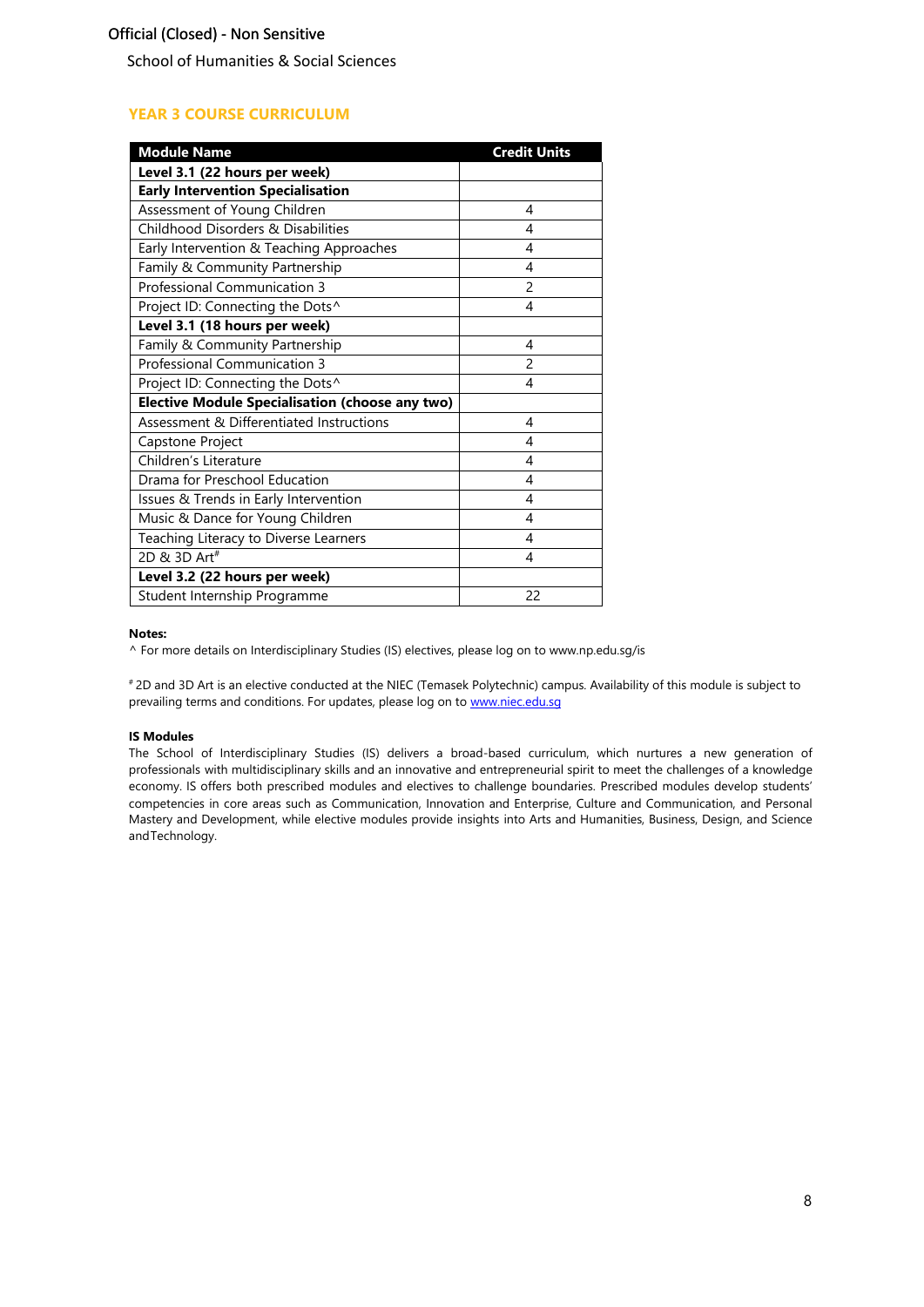Official (Closed) - Non Sensitive

School of Humanities & Social Sciences

## YEAR 3 COURSE CURRICULUM

| Module Name | Credit Units |
|---|---|
| **Level 3.1 (22 hours per week)** | |
| **Early Intervention Specialisation** | |
| Assessment of Young Children | 4 |
| Childhood Disorders & Disabilities | 4 |
| Early Intervention & Teaching Approaches | 4 |
| Family & Community Partnership | 4 |
| Professional Communication 3 | 2 |
| Project ID: Connecting the Dots^ | 4 |
| **Level 3.1 (18 hours per week)** | |
| Family & Community Partnership | 4 |
| Professional Communication 3 | 2 |
| Project ID: Connecting the Dots^ | 4 |
| **Elective Module Specialisation (choose any two)** | |
| Assessment & Differentiated Instructions | 4 |
| Capstone Project | 4 |
| Children's Literature | 4 |
| Drama for Preschool Education | 4 |
| Issues & Trends in Early Intervention | 4 |
| Music & Dance for Young Children | 4 |
| Teaching Literacy to Diverse Learners | 4 |
| 2D & 3D Art# | 4 |
| **Level 3.2 (22 hours per week)** | |
| Student Internship Programme | 22 |

**Notes:**

^ For more details on Interdisciplinary Studies (IS) electives, please log on to www.np.edu.sg/is

# 2D and 3D Art is an elective conducted at the NIEC (Temasek Polytechnic) campus. Availability of this module is subject to prevailing terms and conditions. For updates, please log on to www.niec.edu.sg

**IS Modules**

The School of Interdisciplinary Studies (IS) delivers a broad-based curriculum, which nurtures a new generation of professionals with multidisciplinary skills and an innovative and entrepreneurial spirit to meet the challenges of a knowledge economy. IS offers both prescribed modules and electives to challenge boundaries. Prescribed modules develop students' competencies in core areas such as Communication, Innovation and Enterprise, Culture and Communication, and Personal Mastery and Development, while elective modules provide insights into Arts and Humanities, Business, Design, and Science and Technology.